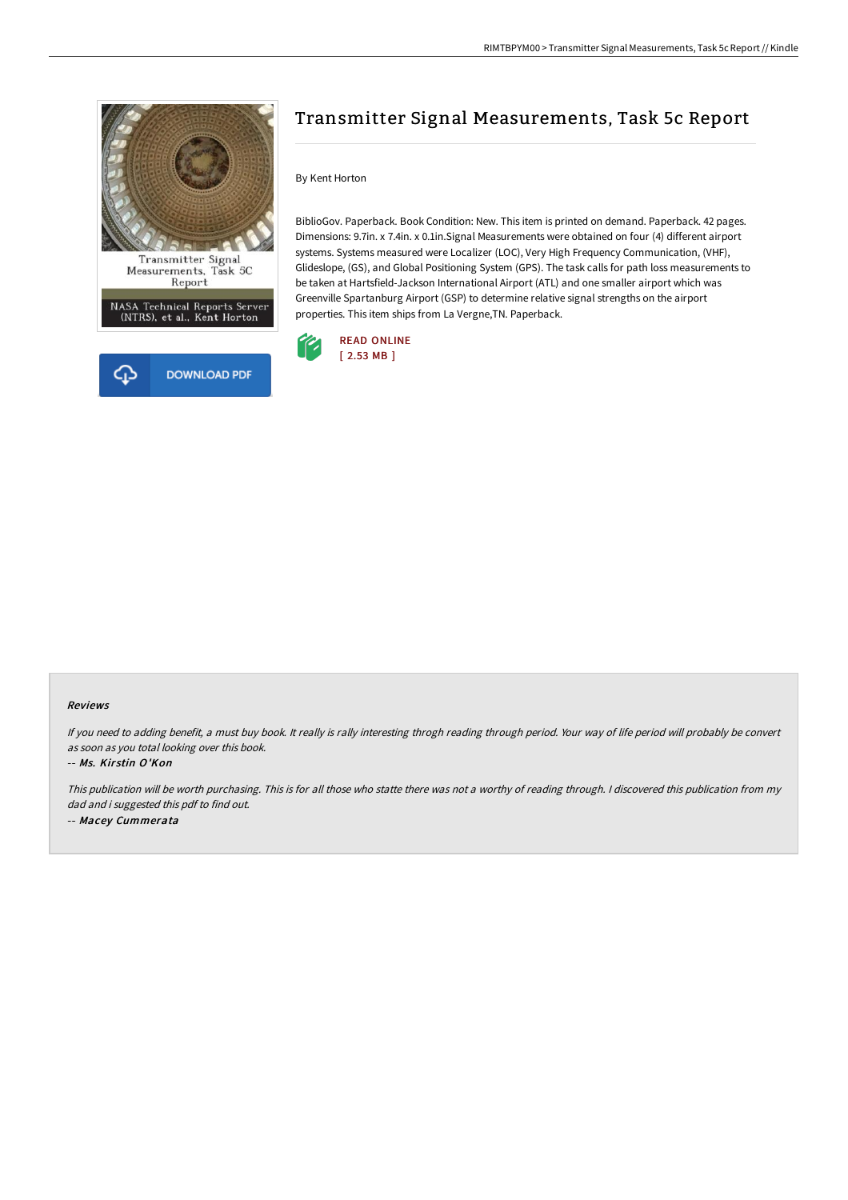# Transmitter Signal Measurements, Task 5c Report

By Kent Horton

BiblioGov. Paperback. Book Condition: New. This item is printed on demand. Paperback. 42 pages. Dimensions: 9.7in. x 7.4in. x 0.1in.Signal Measurements were obtained on four (4) different airport systems. Systems measured were Localizer (LOC), Very High Frequency Communication, (VHF), Glideslope, (GS), and Global Positioning System (GPS). The task calls for path loss measurements to be taken at Hartsfield-Jackson International Airport (ATL) and one smaller airport which was Greenville Spartanburg Airport (GSP) to determine relative signal strengths on the airport properties. This item ships from La Vergne,TN. Paperback.

READ ONLINE
[ 2.53 MB ]

DOWNLOAD PDF

### Reviews

*If you need to adding benefit, a must buy book. It really is rally interesting throgh reading through period. Your way of life period will probably be convert as soon as you total looking over this book.*

-- ***Ms. Kirstin O'Kon***

*This publication will be worth purchasing. This is for all those who statte there was not a worthy of reading through. I discovered this publication from my dad and i suggested this pdf to find out.*

-- ***Macey Cummerata***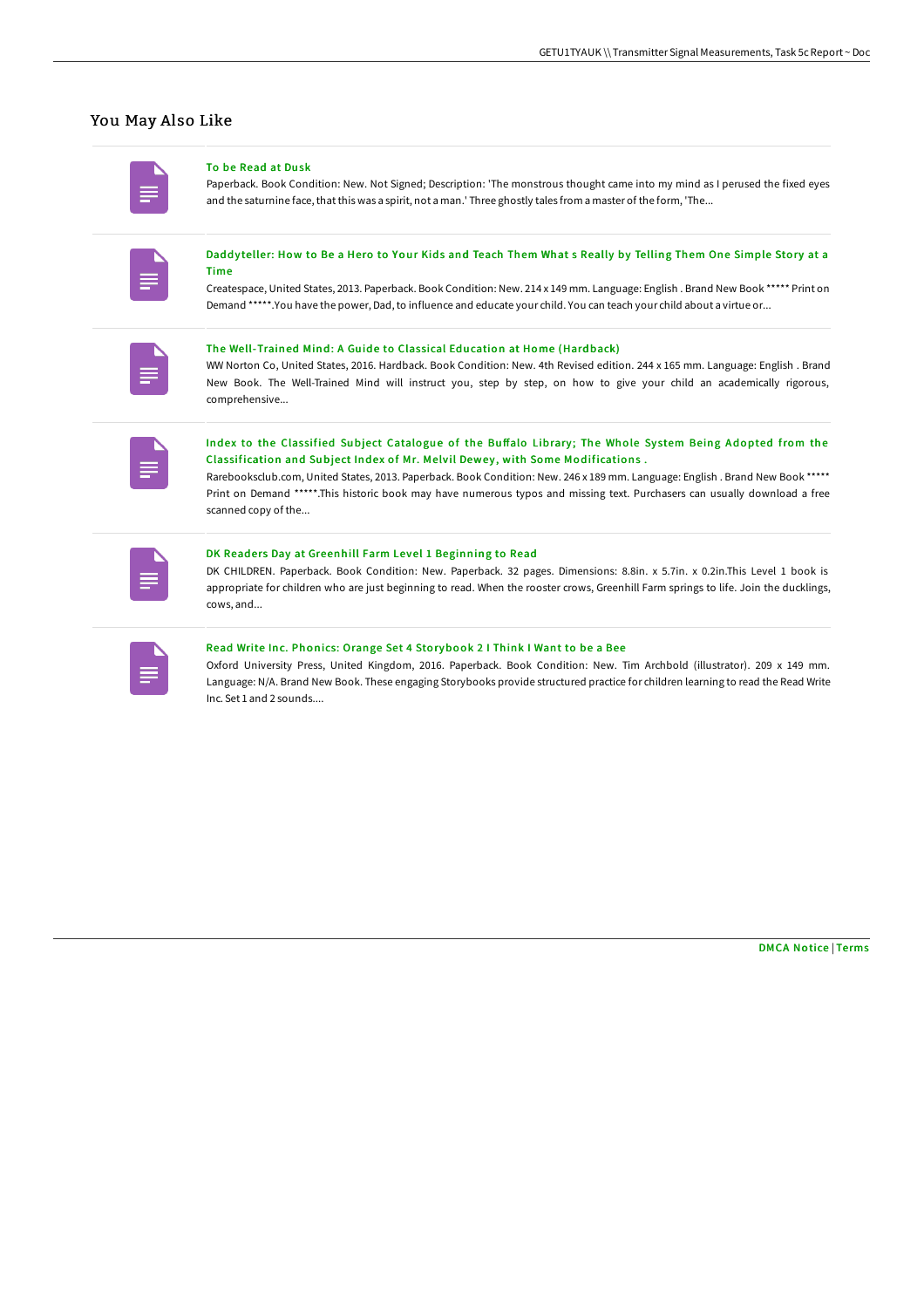## You May Also Like

### To be Read at Dusk

Paperback. Book Condition: New. Not Signed; Description: 'The monstrous thought came into my mind as I perused the fixed eyes and the saturnine face, that this was a spirit, not a man.' Three ghostly tales from a master of the form, 'The...

### Daddyteller: How to Be a Hero to Your Kids and Teach Them What s Really by Telling Them One Simple Story at a Time

Createspace, United States, 2013. Paperback. Book Condition: New. 214 x 149 mm. Language: English . Brand New Book ***** Print on Demand *****.You have the power, Dad, to influence and educate your child. You can teach your child about a virtue or...

### The Well-Trained Mind: A Guide to Classical Education at Home (Hardback)

WW Norton Co, United States, 2016. Hardback. Book Condition: New. 4th Revised edition. 244 x 165 mm. Language: English . Brand New Book. The Well-Trained Mind will instruct you, step by step, on how to give your child an academically rigorous, comprehensive...

### Index to the Classified Subject Catalogue of the Buffalo Library; The Whole System Being Adopted from the Classification and Subject Index of Mr. Melvil Dewey, with Some Modifications .

Rarebooksclub.com, United States, 2013. Paperback. Book Condition: New. 246 x 189 mm. Language: English . Brand New Book ***** Print on Demand *****.This historic book may have numerous typos and missing text. Purchasers can usually download a free scanned copy of the...

### DK Readers Day at Greenhill Farm Level 1 Beginning to Read

DK CHILDREN. Paperback. Book Condition: New. Paperback. 32 pages. Dimensions: 8.8in. x 5.7in. x 0.2in.This Level 1 book is appropriate for children who are just beginning to read. When the rooster crows, Greenhill Farm springs to life. Join the ducklings, cows, and...

### Read Write Inc. Phonics: Orange Set 4 Storybook 2 I Think I Want to be a Bee

Oxford University Press, United Kingdom, 2016. Paperback. Book Condition: New. Tim Archbold (illustrator). 209 x 149 mm. Language: N/A. Brand New Book. These engaging Storybooks provide structured practice for children learning to read the Read Write Inc. Set 1 and 2 sounds....